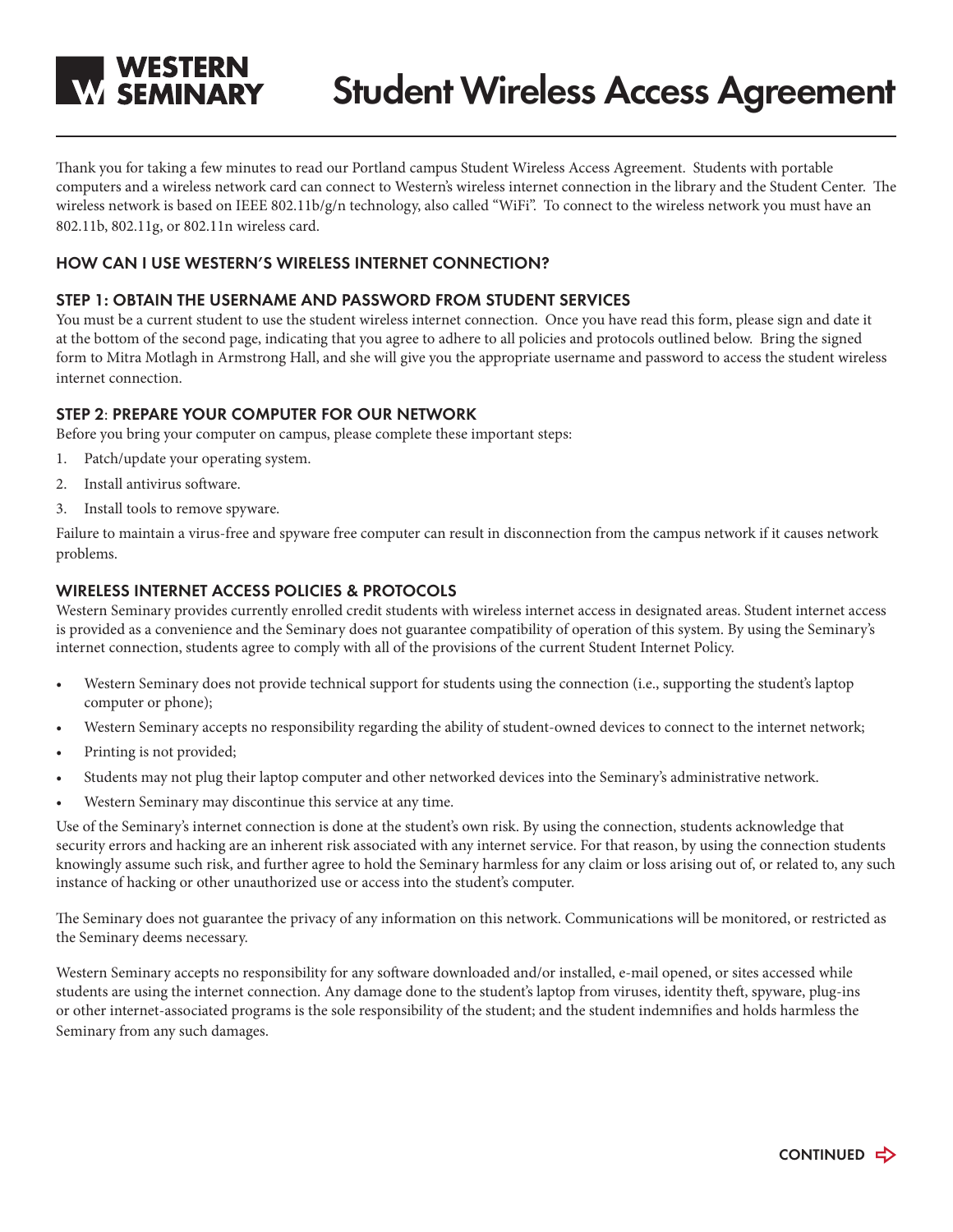# Western Seminary — Student Wireless Access Agreement

Thank you for taking a few minutes to read our Portland campus Student Wireless Access Agreement. Students with portable computers and a wireless network card can connect to Western's wireless internet connection in the library and the Student Center. The wireless network is based on IEEE 802.11b/g/n technology, also called "WiFi". To connect to the wireless network you must have an 802.11b, 802.11g, or 802.11n wireless card.

## HOW CAN I USE WESTERN'S WIRELESS INTERNET CONNECTION?

### STEP 1: OBTAIN THE USERNAME AND PASSWORD FROM STUDENT SERVICES

You must be a current student to use the student wireless internet connection. Once you have read this form, please sign and date it at the bottom of the second page, indicating that you agree to adhere to all policies and protocols outlined below. Bring the signed form to Mitra Motlagh in Armstrong Hall, and she will give you the appropriate username and password to access the student wireless internet connection.

### STEP 2: PREPARE YOUR COMPUTER FOR OUR NETWORK

Before you bring your computer on campus, please complete these important steps:

1. Patch/update your operating system.
2. Install antivirus software.
3. Install tools to remove spyware.

Failure to maintain a virus-free and spyware free computer can result in disconnection from the campus network if it causes network problems.

## WIRELESS INTERNET ACCESS POLICIES & PROTOCOLS

Western Seminary provides currently enrolled credit students with wireless internet access in designated areas. Student internet access is provided as a convenience and the Seminary does not guarantee compatibility of operation of this system. By using the Seminary's internet connection, students agree to comply with all of the provisions of the current Student Internet Policy.

- Western Seminary does not provide technical support for students using the connection (i.e., supporting the student's laptop computer or phone);
- Western Seminary accepts no responsibility regarding the ability of student-owned devices to connect to the internet network;
- Printing is not provided;
- Students may not plug their laptop computer and other networked devices into the Seminary's administrative network.
- Western Seminary may discontinue this service at any time.

Use of the Seminary's internet connection is done at the student's own risk. By using the connection, students acknowledge that security errors and hacking are an inherent risk associated with any internet service. For that reason, by using the connection students knowingly assume such risk, and further agree to hold the Seminary harmless for any claim or loss arising out of, or related to, any such instance of hacking or other unauthorized use or access into the student's computer.

The Seminary does not guarantee the privacy of any information on this network. Communications will be monitored, or restricted as the Seminary deems necessary.

Western Seminary accepts no responsibility for any software downloaded and/or installed, e-mail opened, or sites accessed while students are using the internet connection. Any damage done to the student's laptop from viruses, identity theft, spyware, plug-ins or other internet-associated programs is the sole responsibility of the student; and the student indemnifies and holds harmless the Seminary from any such damages.

CONTINUED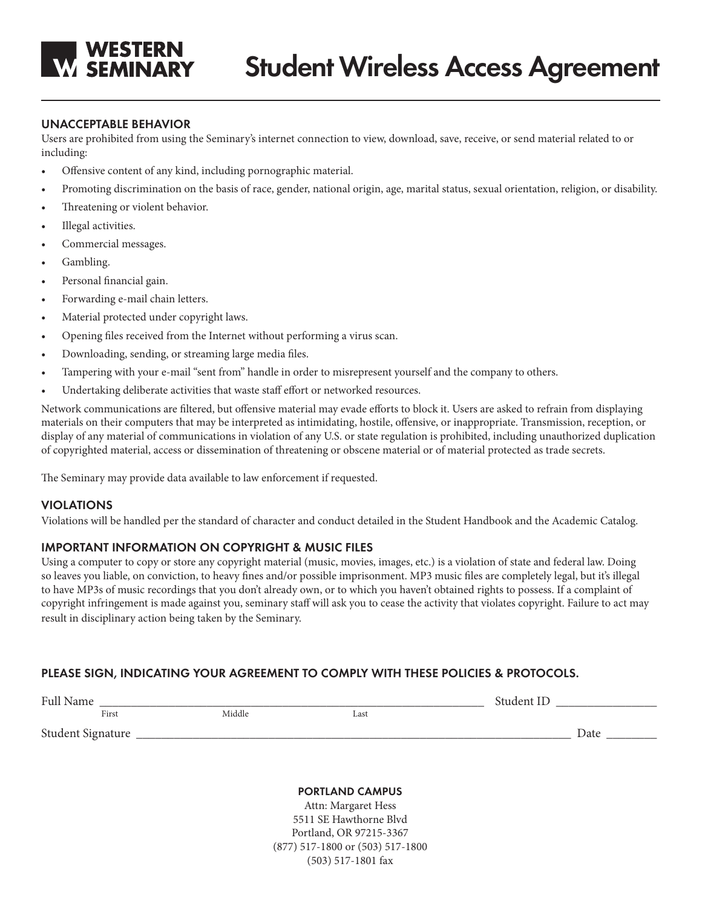# WESTERN SEMINARY

# Student Wireless Access Agreement

## UNACCEPTABLE BEHAVIOR

Users are prohibited from using the Seminary's internet connection to view, download, save, receive, or send material related to or including:

- Offensive content of any kind, including pornographic material.
- Promoting discrimination on the basis of race, gender, national origin, age, marital status, sexual orientation, religion, or disability.
- Threatening or violent behavior.
- Illegal activities.
- Commercial messages.
- Gambling.
- Personal financial gain.
- Forwarding e-mail chain letters.
- Material protected under copyright laws.
- Opening files received from the Internet without performing a virus scan.
- Downloading, sending, or streaming large media files.
- Tampering with your e-mail "sent from" handle in order to misrepresent yourself and the company to others.
- Undertaking deliberate activities that waste staff effort or networked resources.

Network communications are filtered, but offensive material may evade efforts to block it. Users are asked to refrain from displaying materials on their computers that may be interpreted as intimidating, hostile, offensive, or inappropriate. Transmission, reception, or display of any material of communications in violation of any U.S. or state regulation is prohibited, including unauthorized duplication of copyrighted material, access or dissemination of threatening or obscene material or of material protected as trade secrets.

The Seminary may provide data available to law enforcement if requested.

## VIOLATIONS

Violations will be handled per the standard of character and conduct detailed in the Student Handbook and the Academic Catalog.

## IMPORTANT INFORMATION ON COPYRIGHT & MUSIC FILES

Using a computer to copy or store any copyright material (music, movies, images, etc.) is a violation of state and federal law. Doing so leaves you liable, on conviction, to heavy fines and/or possible imprisonment. MP3 music files are completely legal, but it's illegal to have MP3s of music recordings that you don't already own, or to which you haven't obtained rights to possess. If a complaint of copyright infringement is made against you, seminary staff will ask you to cease the activity that violates copyright. Failure to act may result in disciplinary action being taken by the Seminary.

## PLEASE SIGN, INDICATING YOUR AGREEMENT TO COMPLY WITH THESE POLICIES & PROTOCOLS.

Full Name ______________________________ Student ID ______________
First Middle Last

Student Signature ______________________________ Date ________

**PORTLAND CAMPUS**
Attn: Margaret Hess
5511 SE Hawthorne Blvd
Portland, OR 97215-3367
(877) 517-1800 or (503) 517-1800
(503) 517-1801 fax